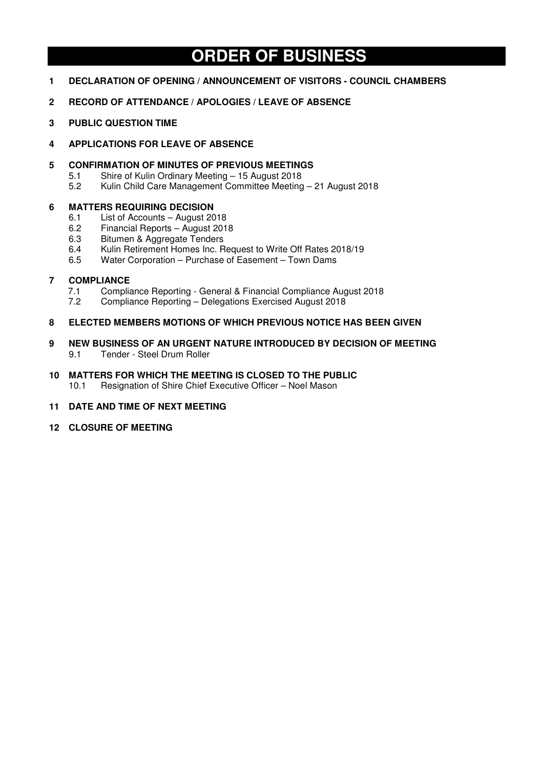# ORDER OF BUSINESS

**1 DECLARATION OF OPENING / ANNOUNCEMENT OF VISITORS - COUNCIL CHAMBERS**

**2 RECORD OF ATTENDANCE / APOLOGIES / LEAVE OF ABSENCE**

**3 PUBLIC QUESTION TIME**

**4 APPLICATIONS FOR LEAVE OF ABSENCE**

**5 CONFIRMATION OF MINUTES OF PREVIOUS MEETINGS**

- 5.1 Shire of Kulin Ordinary Meeting – 15 August 2018
- 5.2 Kulin Child Care Management Committee Meeting – 21 August 2018

**6 MATTERS REQUIRING DECISION**

- 6.1 List of Accounts – August 2018
- 6.2 Financial Reports – August 2018
- 6.3 Bitumen & Aggregate Tenders
- 6.4 Kulin Retirement Homes Inc. Request to Write Off Rates 2018/19
- 6.5 Water Corporation – Purchase of Easement – Town Dams

**7 COMPLIANCE**

- 7.1 Compliance Reporting - General & Financial Compliance August 2018
- 7.2 Compliance Reporting – Delegations Exercised August 2018

**8 ELECTED MEMBERS MOTIONS OF WHICH PREVIOUS NOTICE HAS BEEN GIVEN**

**9 NEW BUSINESS OF AN URGENT NATURE INTRODUCED BY DECISION OF MEETING**

- 9.1 Tender - Steel Drum Roller

**10 MATTERS FOR WHICH THE MEETING IS CLOSED TO THE PUBLIC**

- 10.1 Resignation of Shire Chief Executive Officer – Noel Mason

**11 DATE AND TIME OF NEXT MEETING**

**12 CLOSURE OF MEETING**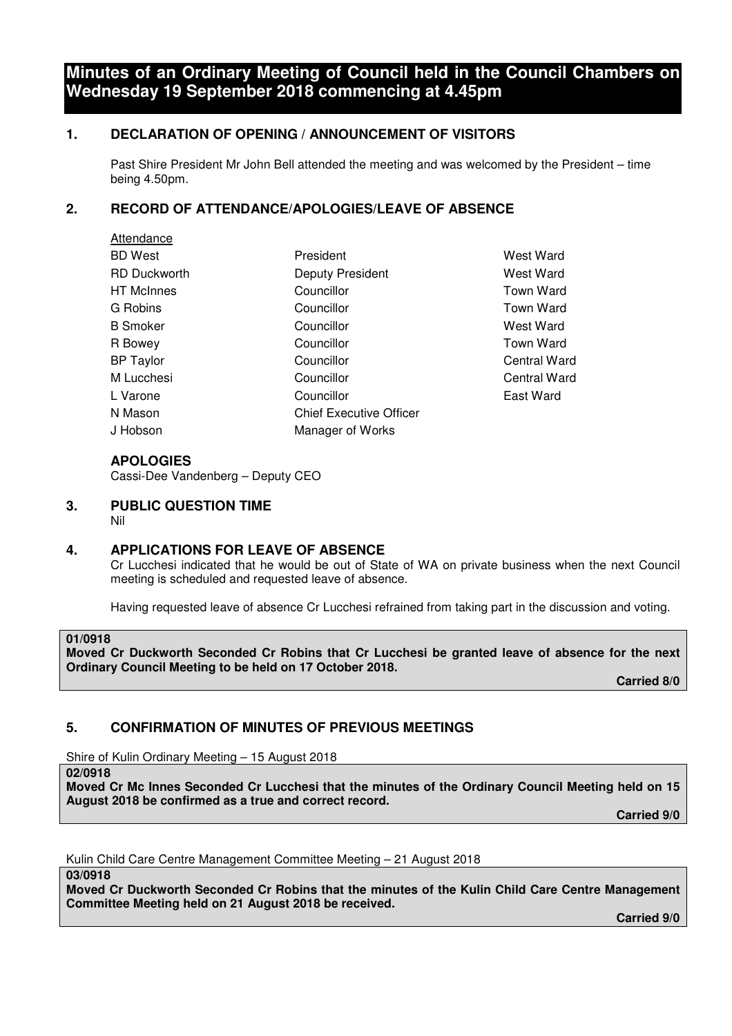# Minutes of an Ordinary Meeting of Council held in the Council Chambers on Wednesday 19 September 2018 commencing at 4.45pm

## 1. DECLARATION OF OPENING / ANNOUNCEMENT OF VISITORS

Past Shire President Mr John Bell attended the meeting and was welcomed by the President – time being 4.50pm.

## 2. RECORD OF ATTENDANCE/APOLOGIES/LEAVE OF ABSENCE

Attendance

| | | |
|---|---|---|
| BD West | President | West Ward |
| RD Duckworth | Deputy President | West Ward |
| HT McInnes | Councillor | Town Ward |
| G Robins | Councillor | Town Ward |
| B Smoker | Councillor | West Ward |
| R Bowey | Councillor | Town Ward |
| BP Taylor | Councillor | Central Ward |
| M Lucchesi | Councillor | Central Ward |
| L Varone | Councillor | East Ward |
| N Mason | Chief Executive Officer | |
| J Hobson | Manager of Works | |

### APOLOGIES

Cassi-Dee Vandenberg – Deputy CEO

## 3. PUBLIC QUESTION TIME

Nil

## 4. APPLICATIONS FOR LEAVE OF ABSENCE

Cr Lucchesi indicated that he would be out of State of WA on private business when the next Council meeting is scheduled and requested leave of absence.

Having requested leave of absence Cr Lucchesi refrained from taking part in the discussion and voting.

**01/0918**
**Moved Cr Duckworth Seconded Cr Robins that Cr Lucchesi be granted leave of absence for the next Ordinary Council Meeting to be held on 17 October 2018.**

**Carried 8/0**

## 5. CONFIRMATION OF MINUTES OF PREVIOUS MEETINGS

Shire of Kulin Ordinary Meeting – 15 August 2018

**02/0918**
**Moved Cr Mc Innes Seconded Cr Lucchesi that the minutes of the Ordinary Council Meeting held on 15 August 2018 be confirmed as a true and correct record.**

**Carried 9/0**

Kulin Child Care Centre Management Committee Meeting – 21 August 2018

**03/0918**
**Moved Cr Duckworth Seconded Cr Robins that the minutes of the Kulin Child Care Centre Management Committee Meeting held on 21 August 2018 be received.**

**Carried 9/0**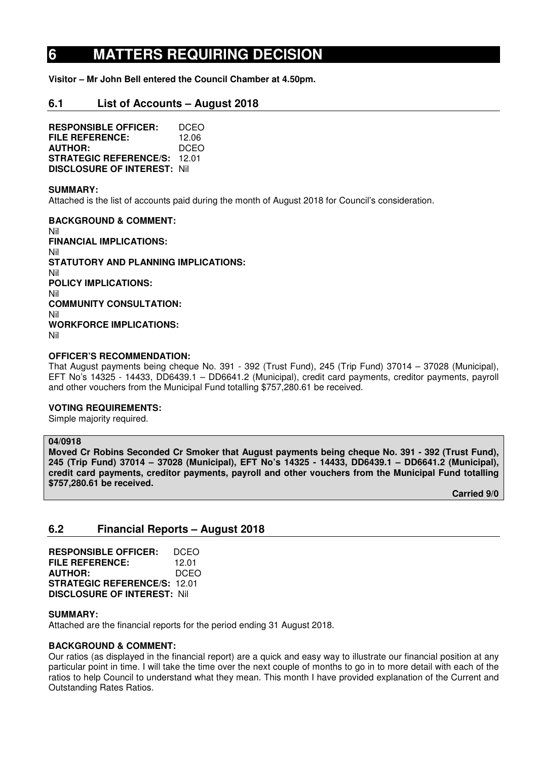# 6 MATTERS REQUIRING DECISION

**Visitor – Mr John Bell entered the Council Chamber at 4.50pm.**

## 6.1 List of Accounts – August 2018

**RESPONSIBLE OFFICER:** DCEO
**FILE REFERENCE:** 12.06
**AUTHOR:** DCEO
**STRATEGIC REFERENCE/S:** 12.01
**DISCLOSURE OF INTEREST:** Nil

**SUMMARY:**
Attached is the list of accounts paid during the month of August 2018 for Council's consideration.

**BACKGROUND & COMMENT:**
Nil
**FINANCIAL IMPLICATIONS:**
Nil
**STATUTORY AND PLANNING IMPLICATIONS:**
Nil
**POLICY IMPLICATIONS:**
Nil
**COMMUNITY CONSULTATION:**
Nil
**WORKFORCE IMPLICATIONS:**
Nil

**OFFICER'S RECOMMENDATION:**
That August payments being cheque No. 391 - 392 (Trust Fund), 245 (Trip Fund) 37014 – 37028 (Municipal), EFT No's 14325 - 14433, DD6439.1 – DD6641.2 (Municipal), credit card payments, creditor payments, payroll and other vouchers from the Municipal Fund totalling $757,280.61 be received.

**VOTING REQUIREMENTS:**
Simple majority required.

**04/0918**
**Moved Cr Robins Seconded Cr Smoker that August payments being cheque No. 391 - 392 (Trust Fund), 245 (Trip Fund) 37014 – 37028 (Municipal), EFT No's 14325 - 14433, DD6439.1 – DD6641.2 (Municipal), credit card payments, creditor payments, payroll and other vouchers from the Municipal Fund totalling $757,280.61 be received.**

**Carried 9/0**

## 6.2 Financial Reports – August 2018

**RESPONSIBLE OFFICER:** DCEO
**FILE REFERENCE:** 12.01
**AUTHOR:** DCEO
**STRATEGIC REFERENCE/S:** 12.01
**DISCLOSURE OF INTEREST:** Nil

**SUMMARY:**
Attached are the financial reports for the period ending 31 August 2018.

**BACKGROUND & COMMENT:**
Our ratios (as displayed in the financial report) are a quick and easy way to illustrate our financial position at any particular point in time. I will take the time over the next couple of months to go in to more detail with each of the ratios to help Council to understand what they mean. This month I have provided explanation of the Current and Outstanding Rates Ratios.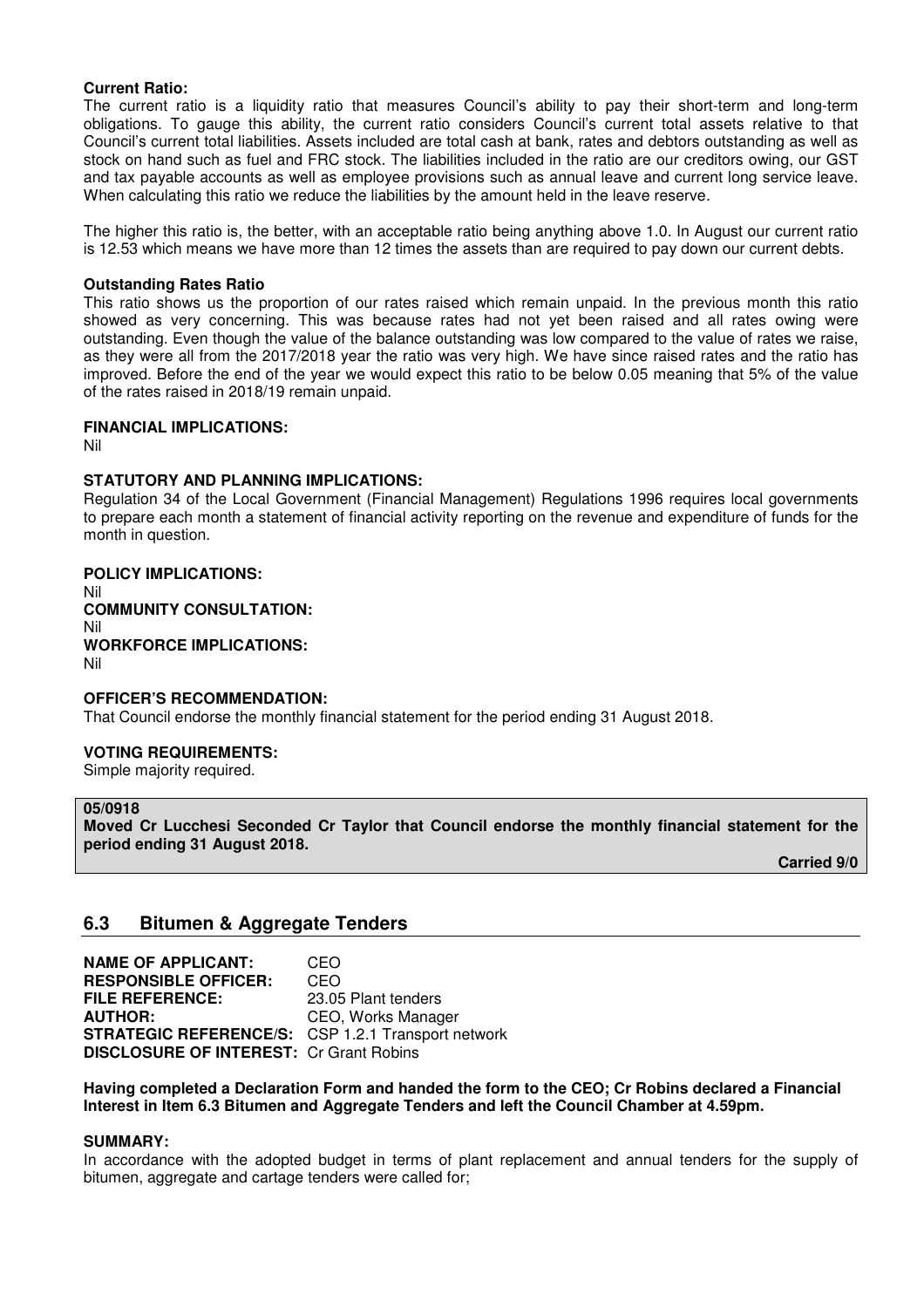**Current Ratio:**
The current ratio is a liquidity ratio that measures Council's ability to pay their short-term and long-term obligations. To gauge this ability, the current ratio considers Council's current total assets relative to that Council's current total liabilities. Assets included are total cash at bank, rates and debtors outstanding as well as stock on hand such as fuel and FRC stock. The liabilities included in the ratio are our creditors owing, our GST and tax payable accounts as well as employee provisions such as annual leave and current long service leave. When calculating this ratio we reduce the liabilities by the amount held in the leave reserve.

The higher this ratio is, the better, with an acceptable ratio being anything above 1.0. In August our current ratio is 12.53 which means we have more than 12 times the assets than are required to pay down our current debts.

**Outstanding Rates Ratio**
This ratio shows us the proportion of our rates raised which remain unpaid. In the previous month this ratio showed as very concerning. This was because rates had not yet been raised and all rates owing were outstanding. Even though the value of the balance outstanding was low compared to the value of rates we raise, as they were all from the 2017/2018 year the ratio was very high. We have since raised rates and the ratio has improved. Before the end of the year we would expect this ratio to be below 0.05 meaning that 5% of the value of the rates raised in 2018/19 remain unpaid.

**FINANCIAL IMPLICATIONS:**
Nil

**STATUTORY AND PLANNING IMPLICATIONS:**
Regulation 34 of the Local Government (Financial Management) Regulations 1996 requires local governments to prepare each month a statement of financial activity reporting on the revenue and expenditure of funds for the month in question.

**POLICY IMPLICATIONS:**
Nil
**COMMUNITY CONSULTATION:**
Nil
**WORKFORCE IMPLICATIONS:**
Nil

**OFFICER'S RECOMMENDATION:**
That Council endorse the monthly financial statement for the period ending 31 August 2018.

**VOTING REQUIREMENTS:**
Simple majority required.

**05/0918**
**Moved Cr Lucchesi Seconded Cr Taylor that Council endorse the monthly financial statement for the period ending 31 August 2018.**

**Carried 9/0**

## 6.3 Bitumen & Aggregate Tenders

**NAME OF APPLICANT:** CEO
**RESPONSIBLE OFFICER:** CEO
**FILE REFERENCE:** 23.05 Plant tenders
**AUTHOR:** CEO, Works Manager
**STRATEGIC REFERENCE/S:** CSP 1.2.1 Transport network
**DISCLOSURE OF INTEREST:** Cr Grant Robins

**Having completed a Declaration Form and handed the form to the CEO; Cr Robins declared a Financial Interest in Item 6.3 Bitumen and Aggregate Tenders and left the Council Chamber at 4.59pm.**

**SUMMARY:**
In accordance with the adopted budget in terms of plant replacement and annual tenders for the supply of bitumen, aggregate and cartage tenders were called for;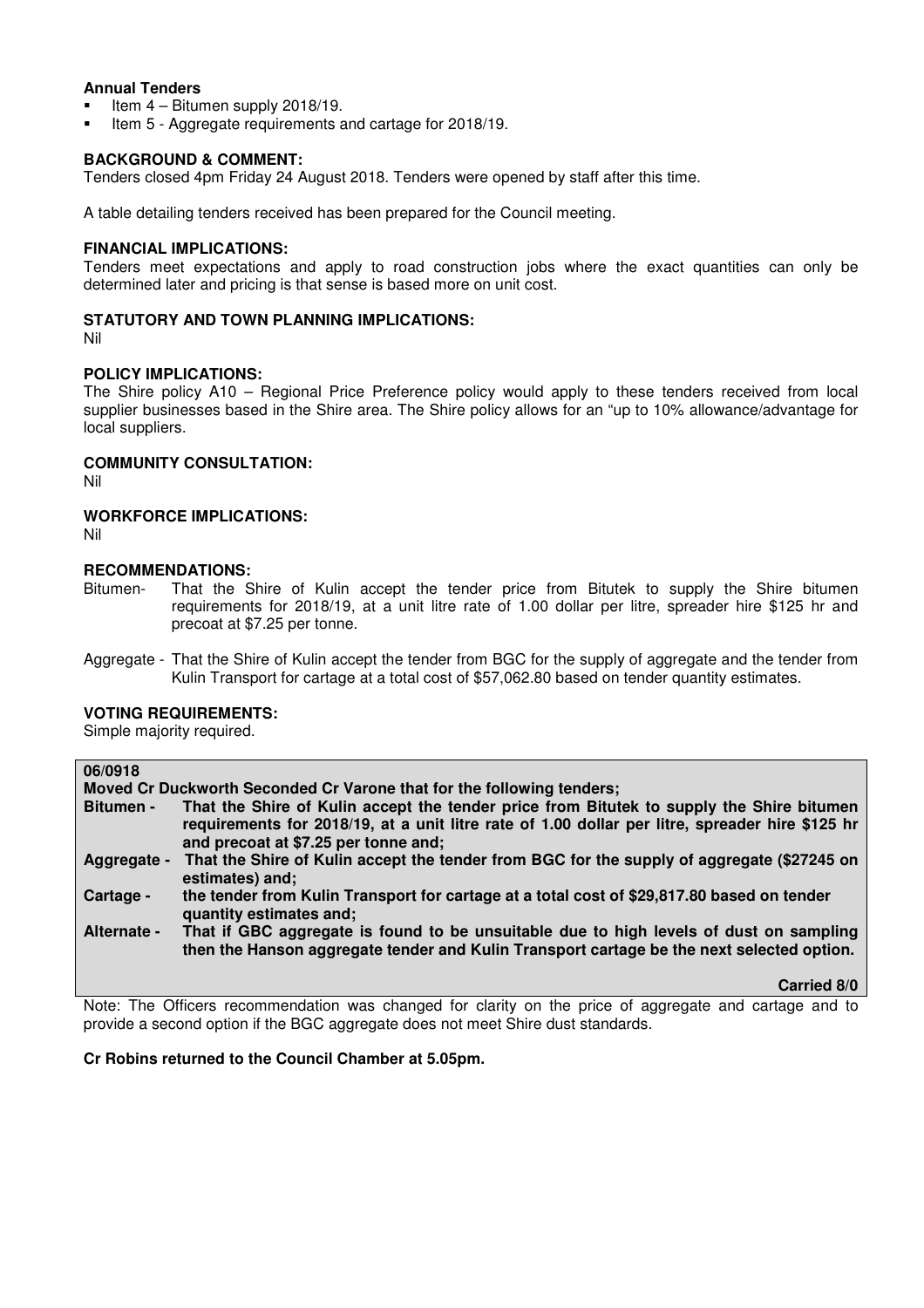**Annual Tenders**

- Item 4 – Bitumen supply 2018/19.
- Item 5 - Aggregate requirements and cartage for 2018/19.

**BACKGROUND & COMMENT:**

Tenders closed 4pm Friday 24 August 2018. Tenders were opened by staff after this time.

A table detailing tenders received has been prepared for the Council meeting.

**FINANCIAL IMPLICATIONS:**

Tenders meet expectations and apply to road construction jobs where the exact quantities can only be determined later and pricing is that sense is based more on unit cost.

**STATUTORY AND TOWN PLANNING IMPLICATIONS:**

Nil

**POLICY IMPLICATIONS:**

The Shire policy A10 – Regional Price Preference policy would apply to these tenders received from local supplier businesses based in the Shire area. The Shire policy allows for an "up to 10% allowance/advantage for local suppliers.

**COMMUNITY CONSULTATION:**

Nil

**WORKFORCE IMPLICATIONS:**

Nil

**RECOMMENDATIONS:**

Bitumen- That the Shire of Kulin accept the tender price from Bitutek to supply the Shire bitumen requirements for 2018/19, at a unit litre rate of 1.00 dollar per litre, spreader hire $125 hr and precoat at $7.25 per tonne.

Aggregate - That the Shire of Kulin accept the tender from BGC for the supply of aggregate and the tender from Kulin Transport for cartage at a total cost of $57,062.80 based on tender quantity estimates.

**VOTING REQUIREMENTS:**

Simple majority required.

**06/0918**

**Moved Cr Duckworth Seconded Cr Varone that for the following tenders;**

**Bitumen -** **That the Shire of Kulin accept the tender price from Bitutek to supply the Shire bitumen requirements for 2018/19, at a unit litre rate of 1.00 dollar per litre, spreader hire $125 hr and precoat at $7.25 per tonne and;**

**Aggregate -** **That the Shire of Kulin accept the tender from BGC for the supply of aggregate ($27245 on estimates) and;**

**Cartage -** **the tender from Kulin Transport for cartage at a total cost of $29,817.80 based on tender quantity estimates and;**

**Alternate -** **That if GBC aggregate is found to be unsuitable due to high levels of dust on sampling then the Hanson aggregate tender and Kulin Transport cartage be the next selected option.**

**Carried 8/0**

Note: The Officers recommendation was changed for clarity on the price of aggregate and cartage and to provide a second option if the BGC aggregate does not meet Shire dust standards.

**Cr Robins returned to the Council Chamber at 5.05pm.**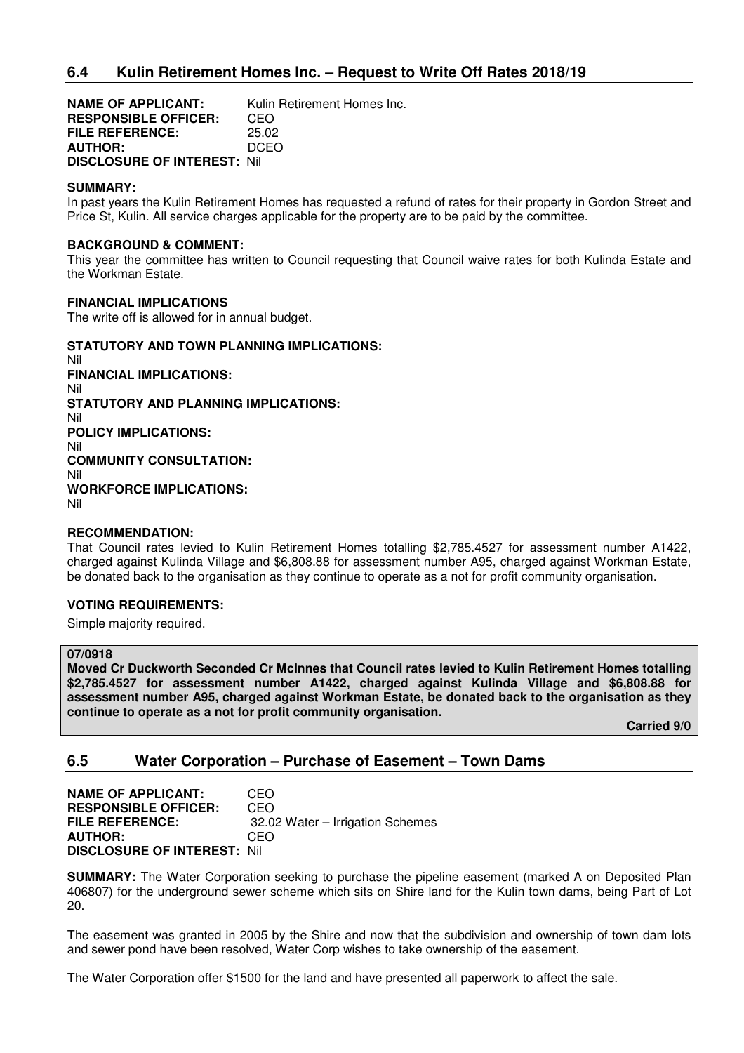## 6.4 Kulin Retirement Homes Inc. – Request to Write Off Rates 2018/19

**NAME OF APPLICANT:** Kulin Retirement Homes Inc.
**RESPONSIBLE OFFICER:** CEO
**FILE REFERENCE:** 25.02
**AUTHOR:** DCEO
**DISCLOSURE OF INTEREST:** Nil

**SUMMARY:**
In past years the Kulin Retirement Homes has requested a refund of rates for their property in Gordon Street and Price St, Kulin. All service charges applicable for the property are to be paid by the committee.

**BACKGROUND & COMMENT:**
This year the committee has written to Council requesting that Council waive rates for both Kulinda Estate and the Workman Estate.

**FINANCIAL IMPLICATIONS**
The write off is allowed for in annual budget.

**STATUTORY AND TOWN PLANNING IMPLICATIONS:**
Nil
**FINANCIAL IMPLICATIONS:**
Nil
**STATUTORY AND PLANNING IMPLICATIONS:**
Nil
**POLICY IMPLICATIONS:**
Nil
**COMMUNITY CONSULTATION:**
Nil
**WORKFORCE IMPLICATIONS:**
Nil

**RECOMMENDATION:**
That Council rates levied to Kulin Retirement Homes totalling $2,785.4527 for assessment number A1422, charged against Kulinda Village and $6,808.88 for assessment number A95, charged against Workman Estate, be donated back to the organisation as they continue to operate as a not for profit community organisation.

**VOTING REQUIREMENTS:**
Simple majority required.

**07/0918**
**Moved Cr Duckworth Seconded Cr McInnes that Council rates levied to Kulin Retirement Homes totalling $2,785.4527 for assessment number A1422, charged against Kulinda Village and $6,808.88 for assessment number A95, charged against Workman Estate, be donated back to the organisation as they continue to operate as a not for profit community organisation.**

**Carried 9/0**

## 6.5 Water Corporation – Purchase of Easement – Town Dams

**NAME OF APPLICANT:** CEO
**RESPONSIBLE OFFICER:** CEO
**FILE REFERENCE:** 32.02 Water – Irrigation Schemes
**AUTHOR:** CEO
**DISCLOSURE OF INTEREST:** Nil

**SUMMARY:** The Water Corporation seeking to purchase the pipeline easement (marked A on Deposited Plan 406807) for the underground sewer scheme which sits on Shire land for the Kulin town dams, being Part of Lot 20.

The easement was granted in 2005 by the Shire and now that the subdivision and ownership of town dam lots and sewer pond have been resolved, Water Corp wishes to take ownership of the easement.

The Water Corporation offer $1500 for the land and have presented all paperwork to affect the sale.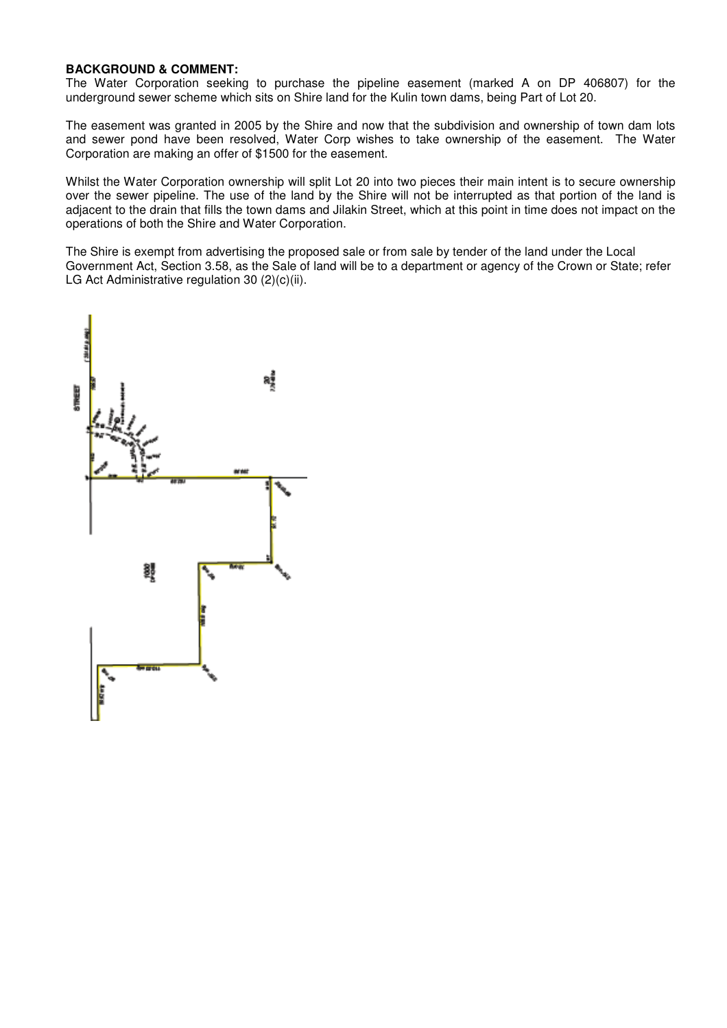**BACKGROUND & COMMENT:**

The Water Corporation seeking to purchase the pipeline easement (marked A on DP 406807) for the underground sewer scheme which sits on Shire land for the Kulin town dams, being Part of Lot 20.

The easement was granted in 2005 by the Shire and now that the subdivision and ownership of town dam lots and sewer pond have been resolved, Water Corp wishes to take ownership of the easement. The Water Corporation are making an offer of $1500 for the easement.

Whilst the Water Corporation ownership will split Lot 20 into two pieces their main intent is to secure ownership over the sewer pipeline. The use of the land by the Shire will not be interrupted as that portion of the land is adjacent to the drain that fills the town dams and Jilakin Street, which at this point in time does not impact on the operations of both the Shire and Water Corporation.

The Shire is exempt from advertising the proposed sale or from sale by tender of the land under the Local Government Act, Section 3.58, as the Sale of land will be to a department or agency of the Crown or State; refer LG Act Administrative regulation 30 (2)(c)(ii).

STREET

20

1000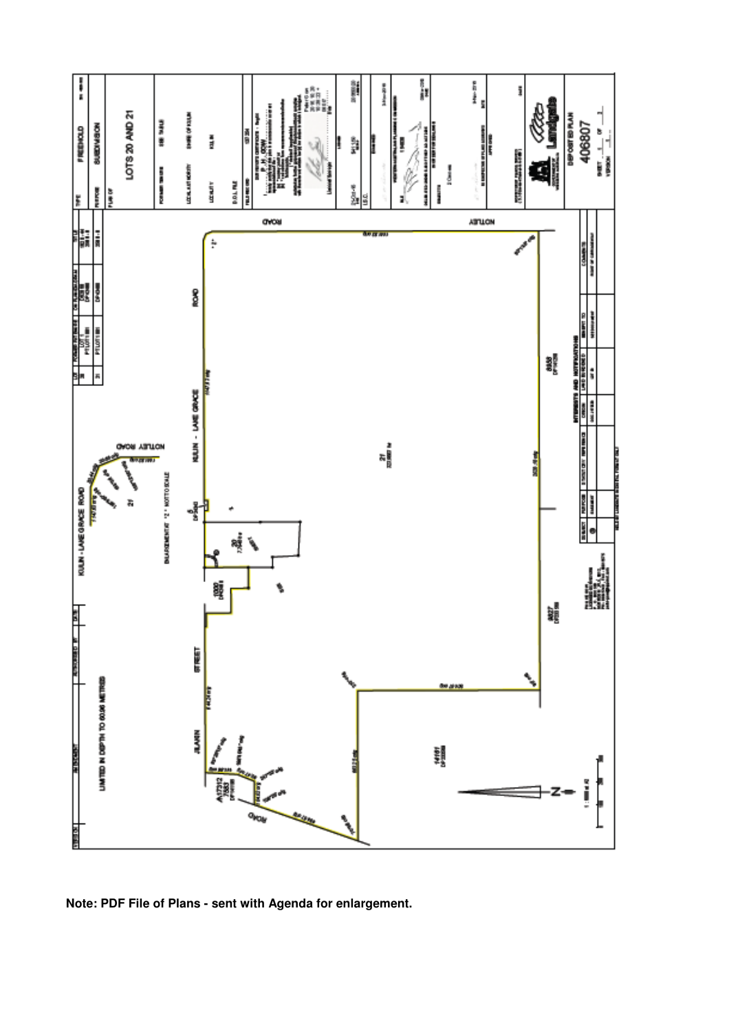FREEHOLD

SUBDIVISION

LOTS 20 AND 21

DEPOSITED PLAN

406807

KULIN - LANE GRACE ROAD

NOTLEY ROAD

KULIN - LANE GRACE ROAD

JILAKIN STREET

LIMITED IN DEPTH TO 60.96 METRES

ENLARGEMENT AT "2" - NOT TO SCALE

21

20

Note: PDF File of Plans - sent with Agenda for enlargement.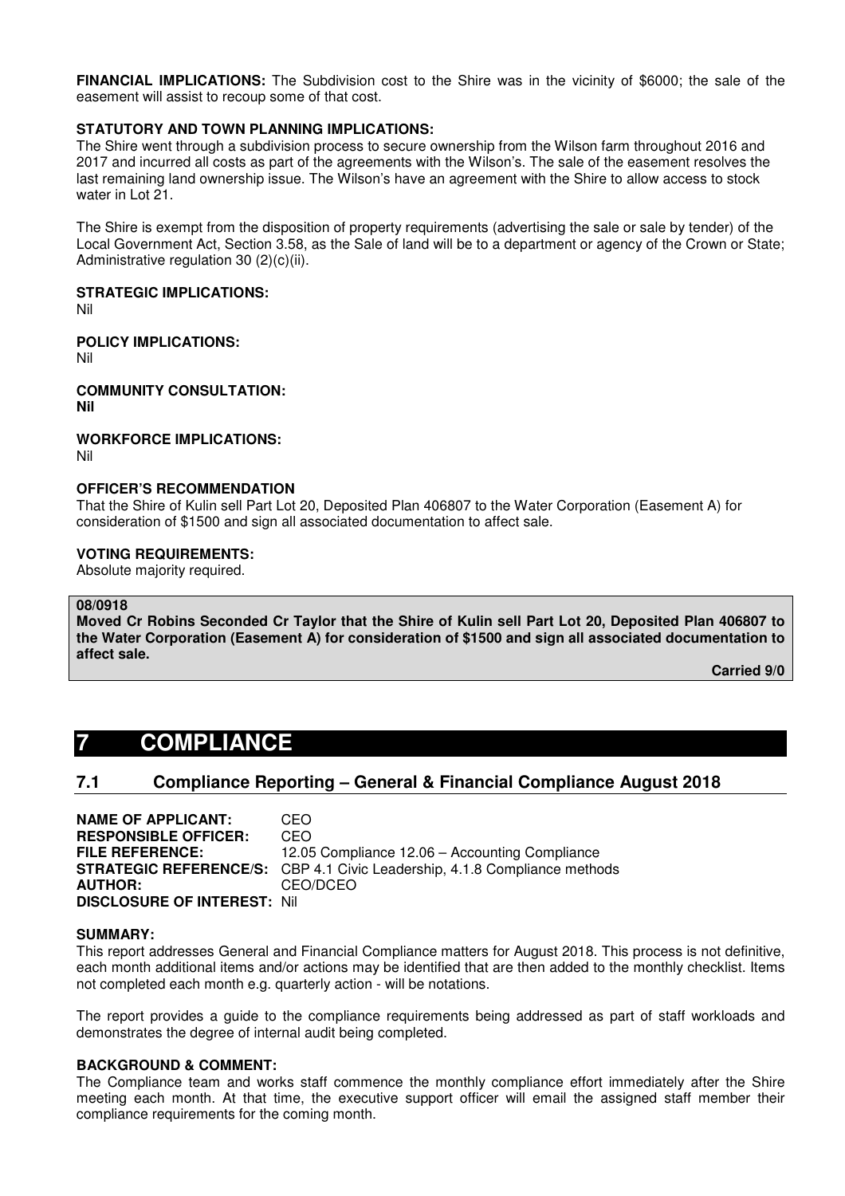**FINANCIAL IMPLICATIONS:** The Subdivision cost to the Shire was in the vicinity of $6000; the sale of the easement will assist to recoup some of that cost.

**STATUTORY AND TOWN PLANNING IMPLICATIONS:**

The Shire went through a subdivision process to secure ownership from the Wilson farm throughout 2016 and 2017 and incurred all costs as part of the agreements with the Wilson's. The sale of the easement resolves the last remaining land ownership issue. The Wilson's have an agreement with the Shire to allow access to stock water in Lot 21.

The Shire is exempt from the disposition of property requirements (advertising the sale or sale by tender) of the Local Government Act, Section 3.58, as the Sale of land will be to a department or agency of the Crown or State; Administrative regulation 30 (2)(c)(ii).

**STRATEGIC IMPLICATIONS:**

Nil

**POLICY IMPLICATIONS:**

Nil

**COMMUNITY CONSULTATION:**

**Nil**

**WORKFORCE IMPLICATIONS:**

Nil

**OFFICER'S RECOMMENDATION**

That the Shire of Kulin sell Part Lot 20, Deposited Plan 406807 to the Water Corporation (Easement A) for consideration of $1500 and sign all associated documentation to affect sale.

**VOTING REQUIREMENTS:**

Absolute majority required.

**08/0918**

**Moved Cr Robins Seconded Cr Taylor that the Shire of Kulin sell Part Lot 20, Deposited Plan 406807 to the Water Corporation (Easement A) for consideration of $1500 and sign all associated documentation to affect sale.**

**Carried 9/0**

# 7 COMPLIANCE

## 7.1 Compliance Reporting – General & Financial Compliance August 2018

**NAME OF APPLICANT:** CEO
**RESPONSIBLE OFFICER:** CEO
**FILE REFERENCE:** 12.05 Compliance 12.06 – Accounting Compliance
**STRATEGIC REFERENCE/S:** CBP 4.1 Civic Leadership, 4.1.8 Compliance methods
**AUTHOR:** CEO/DCEO
**DISCLOSURE OF INTEREST:** Nil

**SUMMARY:**

This report addresses General and Financial Compliance matters for August 2018. This process is not definitive, each month additional items and/or actions may be identified that are then added to the monthly checklist. Items not completed each month e.g. quarterly action - will be notations.

The report provides a guide to the compliance requirements being addressed as part of staff workloads and demonstrates the degree of internal audit being completed.

**BACKGROUND & COMMENT:**

The Compliance team and works staff commence the monthly compliance effort immediately after the Shire meeting each month. At that time, the executive support officer will email the assigned staff member their compliance requirements for the coming month.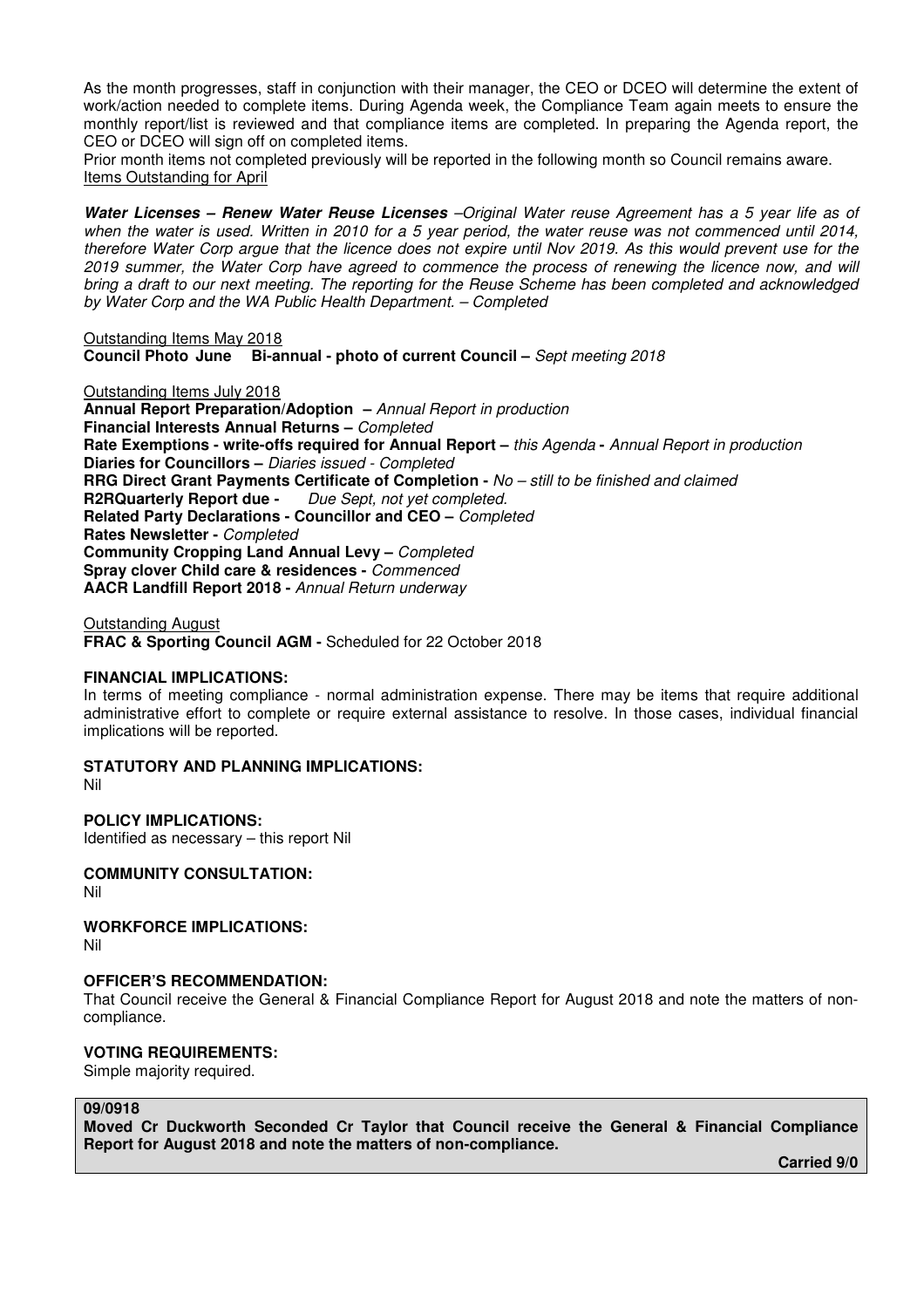As the month progresses, staff in conjunction with their manager, the CEO or DCEO will determine the extent of work/action needed to complete items. During Agenda week, the Compliance Team again meets to ensure the monthly report/list is reviewed and that compliance items are completed. In preparing the Agenda report, the CEO or DCEO will sign off on completed items.

Prior month items not completed previously will be reported in the following month so Council remains aware.

Items Outstanding for April

***Water Licenses – Renew Water Reuse Licenses*** *–Original Water reuse Agreement has a 5 year life as of when the water is used. Written in 2010 for a 5 year period, the water reuse was not commenced until 2014, therefore Water Corp argue that the licence does not expire until Nov 2019. As this would prevent use for the 2019 summer, the Water Corp have agreed to commence the process of renewing the licence now, and will bring a draft to our next meeting. The reporting for the Reuse Scheme has been completed and acknowledged by Water Corp and the WA Public Health Department. – Completed*

Outstanding Items May 2018

**Council Photo June Bi-annual - photo of current Council –** *Sept meeting 2018*

Outstanding Items July 2018

**Annual Report Preparation/Adoption –** *Annual Report in production*
**Financial Interests Annual Returns –** *Completed*
**Rate Exemptions - write-offs required for Annual Report –** *this Agenda* **-** *Annual Report in production*
**Diaries for Councillors –** *Diaries issued - Completed*
**RRG Direct Grant Payments Certificate of Completion -** *No – still to be finished and claimed*
**R2RQuarterly Report due -** *Due Sept, not yet completed.*
**Related Party Declarations - Councillor and CEO –** *Completed*
**Rates Newsletter -** *Completed*
**Community Cropping Land Annual Levy –** *Completed*
**Spray clover Child care & residences -** *Commenced*
**AACR Landfill Report 2018 -** *Annual Return underway*

Outstanding August

**FRAC & Sporting Council AGM -** Scheduled for 22 October 2018

**FINANCIAL IMPLICATIONS:**

In terms of meeting compliance - normal administration expense. There may be items that require additional administrative effort to complete or require external assistance to resolve. In those cases, individual financial implications will be reported.

**STATUTORY AND PLANNING IMPLICATIONS:**

Nil

**POLICY IMPLICATIONS:**

Identified as necessary – this report Nil

**COMMUNITY CONSULTATION:**

Nil

**WORKFORCE IMPLICATIONS:**

Nil

**OFFICER'S RECOMMENDATION:**

That Council receive the General & Financial Compliance Report for August 2018 and note the matters of non-compliance.

**VOTING REQUIREMENTS:**

Simple majority required.

**09/0918**

**Moved Cr Duckworth Seconded Cr Taylor that Council receive the General & Financial Compliance Report for August 2018 and note the matters of non-compliance.**

**Carried 9/0**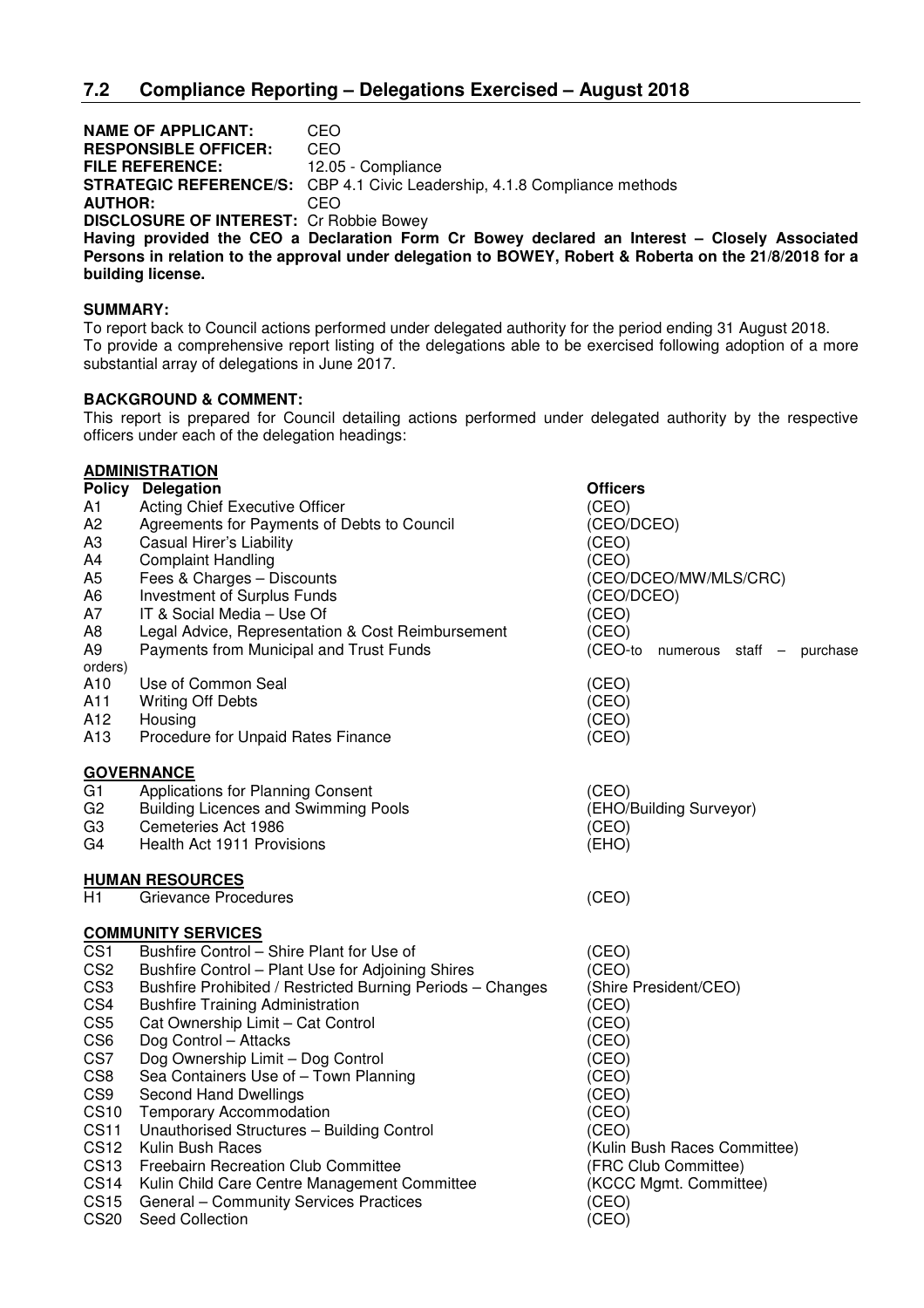## 7.2 Compliance Reporting – Delegations Exercised – August 2018

**NAME OF APPLICANT:** CEO
**RESPONSIBLE OFFICER:** CEO
**FILE REFERENCE:** 12.05 - Compliance
**STRATEGIC REFERENCE/S:** CBP 4.1 Civic Leadership, 4.1.8 Compliance methods
**AUTHOR:** CEO
**DISCLOSURE OF INTEREST:** Cr Robbie Bowey
**Having provided the CEO a Declaration Form Cr Bowey declared an Interest – Closely Associated Persons in relation to the approval under delegation to BOWEY, Robert & Roberta on the 21/8/2018 for a building license.**

**SUMMARY:**
To report back to Council actions performed under delegated authority for the period ending 31 August 2018.
To provide a comprehensive report listing of the delegations able to be exercised following adoption of a more substantial array of delegations in June 2017.

**BACKGROUND & COMMENT:**
This report is prepared for Council detailing actions performed under delegated authority by the respective officers under each of the delegation headings:

**ADMINISTRATION**

| Policy | Delegation | Officers |
|---|---|---|
| A1 | Acting Chief Executive Officer | (CEO) |
| A2 | Agreements for Payments of Debts to Council | (CEO/DCEO) |
| A3 | Casual Hirer's Liability | (CEO) |
| A4 | Complaint Handling | (CEO) |
| A5 | Fees & Charges – Discounts | (CEO/DCEO/MW/MLS/CRC) |
| A6 | Investment of Surplus Funds | (CEO/DCEO) |
| A7 | IT & Social Media – Use Of | (CEO) |
| A8 | Legal Advice, Representation & Cost Reimbursement | (CEO) |
| A9 | Payments from Municipal and Trust Funds | (CEO-to numerous staff – purchase orders) |
| A10 | Use of Common Seal | (CEO) |
| A11 | Writing Off Debts | (CEO) |
| A12 | Housing | (CEO) |
| A13 | Procedure for Unpaid Rates Finance | (CEO) |

**GOVERNANCE**

| | | |
|---|---|---|
| G1 | Applications for Planning Consent | (CEO) |
| G2 | Building Licences and Swimming Pools | (EHO/Building Surveyor) |
| G3 | Cemeteries Act 1986 | (CEO) |
| G4 | Health Act 1911 Provisions | (EHO) |

**HUMAN RESOURCES**

| | | |
|---|---|---|
| H1 | Grievance Procedures | (CEO) |

**COMMUNITY SERVICES**

| | | |
|---|---|---|
| CS1 | Bushfire Control – Shire Plant for Use of | (CEO) |
| CS2 | Bushfire Control – Plant Use for Adjoining Shires | (CEO) |
| CS3 | Bushfire Prohibited / Restricted Burning Periods – Changes | (Shire President/CEO) |
| CS4 | Bushfire Training Administration | (CEO) |
| CS5 | Cat Ownership Limit – Cat Control | (CEO) |
| CS6 | Dog Control – Attacks | (CEO) |
| CS7 | Dog Ownership Limit – Dog Control | (CEO) |
| CS8 | Sea Containers Use of – Town Planning | (CEO) |
| CS9 | Second Hand Dwellings | (CEO) |
| CS10 | Temporary Accommodation | (CEO) |
| CS11 | Unauthorised Structures – Building Control | (CEO) |
| CS12 | Kulin Bush Races | (Kulin Bush Races Committee) |
| CS13 | Freebairn Recreation Club Committee | (FRC Club Committee) |
| CS14 | Kulin Child Care Centre Management Committee | (KCCC Mgmt. Committee) |
| CS15 | General – Community Services Practices | (CEO) |
| CS20 | Seed Collection | (CEO) |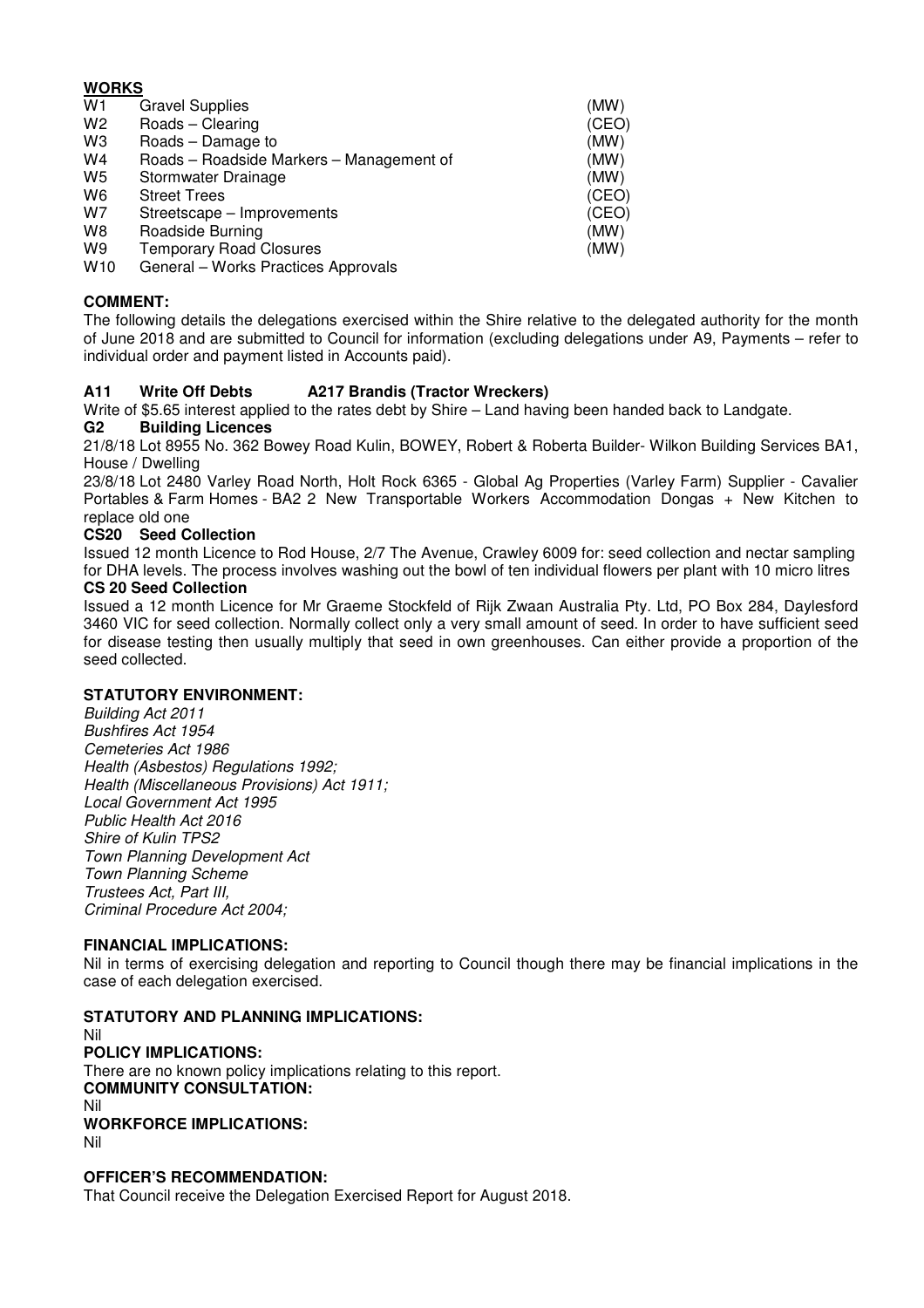**WORKS**

| | | |
|---|---|---|
| W1 | Gravel Supplies | (MW) |
| W2 | Roads – Clearing | (CEO) |
| W3 | Roads – Damage to | (MW) |
| W4 | Roads – Roadside Markers – Management of | (MW) |
| W5 | Stormwater Drainage | (MW) |
| W6 | Street Trees | (CEO) |
| W7 | Streetscape – Improvements | (CEO) |
| W8 | Roadside Burning | (MW) |
| W9 | Temporary Road Closures | (MW) |
| W10 | General – Works Practices Approvals | |

**COMMENT:**

The following details the delegations exercised within the Shire relative to the delegated authority for the month of June 2018 and are submitted to Council for information (excluding delegations under A9, Payments – refer to individual order and payment listed in Accounts paid).

**A11 Write Off Debts A217 Brandis (Tractor Wreckers)**

Write of $5.65 interest applied to the rates debt by Shire – Land having been handed back to Landgate.

**G2 Building Licences**

21/8/18 Lot 8955 No. 362 Bowey Road Kulin, BOWEY, Robert & Roberta Builder- Wilkon Building Services BA1, House / Dwelling

23/8/18 Lot 2480 Varley Road North, Holt Rock 6365 - Global Ag Properties (Varley Farm) Supplier - Cavalier Portables & Farm Homes - BA2 2 New Transportable Workers Accommodation Dongas + New Kitchen to replace old one

**CS20 Seed Collection**

Issued 12 month Licence to Rod House, 2/7 The Avenue, Crawley 6009 for: seed collection and nectar sampling for DHA levels. The process involves washing out the bowl of ten individual flowers per plant with 10 micro litres

**CS 20 Seed Collection**

Issued a 12 month Licence for Mr Graeme Stockfeld of Rijk Zwaan Australia Pty. Ltd, PO Box 284, Daylesford 3460 VIC for seed collection. Normally collect only a very small amount of seed. In order to have sufficient seed for disease testing then usually multiply that seed in own greenhouses. Can either provide a proportion of the seed collected.

**STATUTORY ENVIRONMENT:**

*Building Act 2011*
*Bushfires Act 1954*
*Cemeteries Act 1986*
*Health (Asbestos) Regulations 1992;*
*Health (Miscellaneous Provisions) Act 1911;*
*Local Government Act 1995*
*Public Health Act 2016*
*Shire of Kulin TPS2*
*Town Planning Development Act*
*Town Planning Scheme*
*Trustees Act, Part III,*
*Criminal Procedure Act 2004;*

**FINANCIAL IMPLICATIONS:**

Nil in terms of exercising delegation and reporting to Council though there may be financial implications in the case of each delegation exercised.

**STATUTORY AND PLANNING IMPLICATIONS:**

Nil

**POLICY IMPLICATIONS:**

There are no known policy implications relating to this report.

**COMMUNITY CONSULTATION:**

Nil

**WORKFORCE IMPLICATIONS:**

Nil

**OFFICER'S RECOMMENDATION:**

That Council receive the Delegation Exercised Report for August 2018.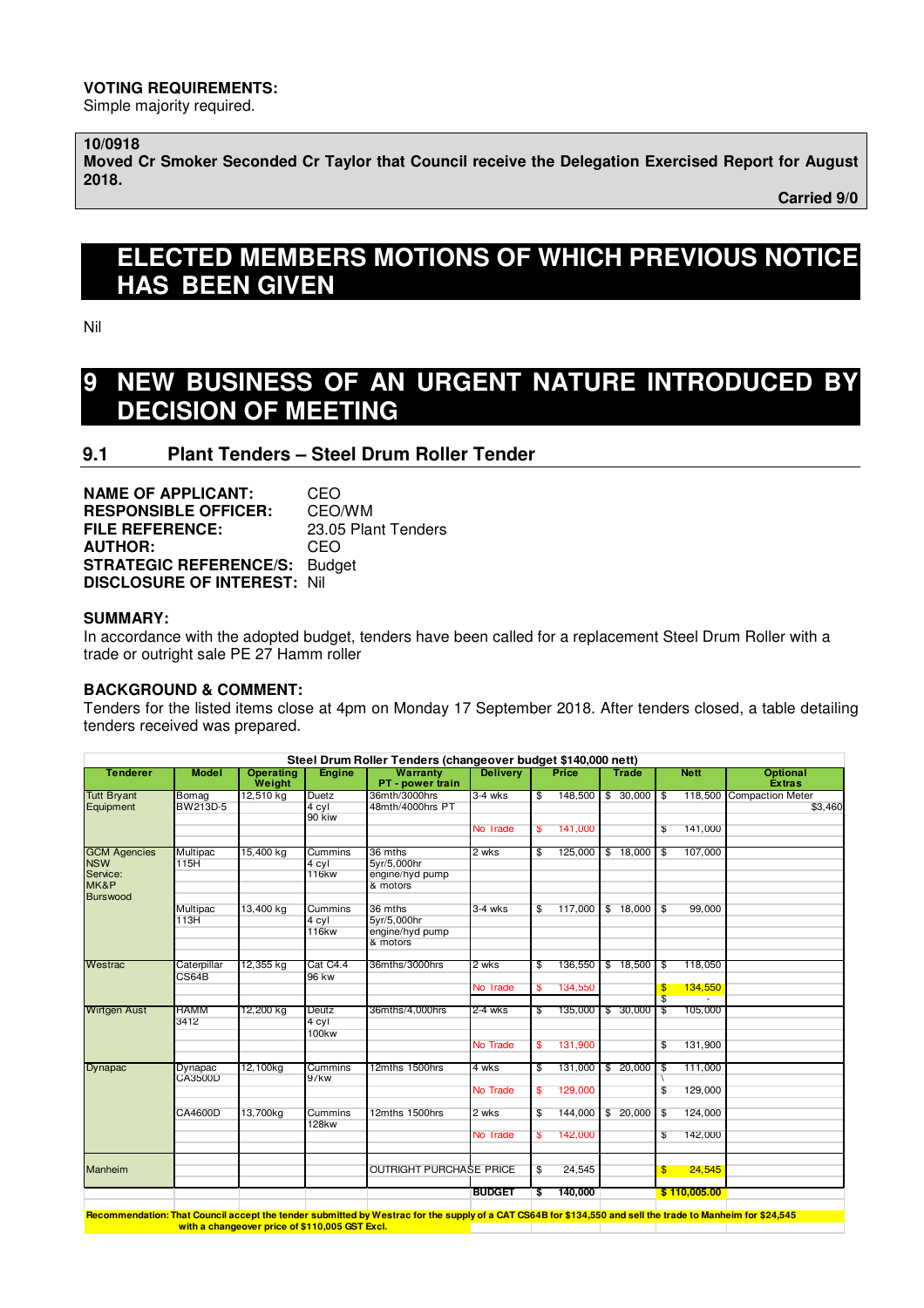**VOTING REQUIREMENTS:**
Simple majority required.

**10/0918**
**Moved Cr Smoker Seconded Cr Taylor that Council receive the Delegation Exercised Report for August 2018.**

**Carried 9/0**

# ELECTED MEMBERS MOTIONS OF WHICH PREVIOUS NOTICE HAS BEEN GIVEN

Nil

# 9 NEW BUSINESS OF AN URGENT NATURE INTRODUCED BY DECISION OF MEETING

## 9.1 Plant Tenders – Steel Drum Roller Tender

**NAME OF APPLICANT:** CEO
**RESPONSIBLE OFFICER:** CEO/WM
**FILE REFERENCE:** 23.05 Plant Tenders
**AUTHOR:** CEO
**STRATEGIC REFERENCE/S:** Budget
**DISCLOSURE OF INTEREST:** Nil

**SUMMARY:**
In accordance with the adopted budget, tenders have been called for a replacement Steel Drum Roller with a trade or outright sale PE 27 Hamm roller

**BACKGROUND & COMMENT:**
Tenders for the listed items close at 4pm on Monday 17 September 2018. After tenders closed, a table detailing tenders received was prepared.

**Steel Drum Roller Tenders (changeover budget $140,000 nett)**

| Tenderer | Model | Operating Weight | Engine | Warranty PT - power train | Delivery | Price | Trade | Nett | Optional Extras |
|---|---|---|---|---|---|---|---|---|---|
| Tutt Bryant Equipment | Bomag BW213D-5 | 12,510 kg | Duetz 4 cyl 90 kiw | 36mth/3000hrs 48mth/4000hrs PT | 3-4 wks | $ 148,500 | $ 30,000 | $ 118,500 | Compaction Meter $3,460 |
| | | | | | No Trade | $ 141,000 | | $ 141,000 | |
| GCM Agencies NSW Service: MK&P Burswood | Multipac 115H | 15,400 kg | Cummins 4 cyl 116kw | 36 mths 5yr/5,000hr engine/hyd pump & motors | 2 wks | $ 125,000 | $ 18,000 | $ 107,000 | |
| | Multipac 113H | 13,400 kg | Cummins 4 cyl 116kw | 36 mths 5yr/5,000hr engine/hyd pump & motors | 3-4 wks | $ 117,000 | $ 18,000 | $ 99,000 | |
| Westrac | Caterpillar CS64B | 12,355 kg | Cat C4.4 96 kw | 36mths/3000hrs | 2 wks | $ 136,550 | $ 18,500 | $ 118,050 | |
| | | | | | No Trade | $ 134,550 | | $ 134,550 | |
| Wirtgen Aust | HAMM 3412 | 12,200 kg | Deutz 4 cyl 100kw | 36mths/4,000hrs | 2-4 wks | $ 135,000 | $ 30,000 | $ 105,000 | |
| | | | | | No Trade | $ 131,900 | | $ 131,900 | |
| Dynapac | Dynapac CA3500D | 12,100kg | Cummins 97kw | 12mths 1500hrs | 4 wks | $ 131,000 | $ 20,000 | $ 111,000 | |
| | | | | | No Trade | $ 129,000 | | $ 129,000 | |
| | CA4600D | 13,700kg | Cummins 128kw | 12mths 1500hrs | 2 wks | $ 144,000 | $ 20,000 | $ 124,000 | |
| | | | | | No Trade | $ 142,000 | | $ 142,000 | |
| Manheim | | | | OUTRIGHT PURCHASE PRICE | | $ 24,545 | | $ 24,545 | |
| | | | | | **BUDGET** | **$ 140,000** | | **$ 110,005.00** | |

**Recommendation: That Council accept the tender submitted by Westrac for the supply of a CAT CS64B for $134,550 and sell the trade to Manheim for $24,545 with a changeover price of $110,005 GST Excl.**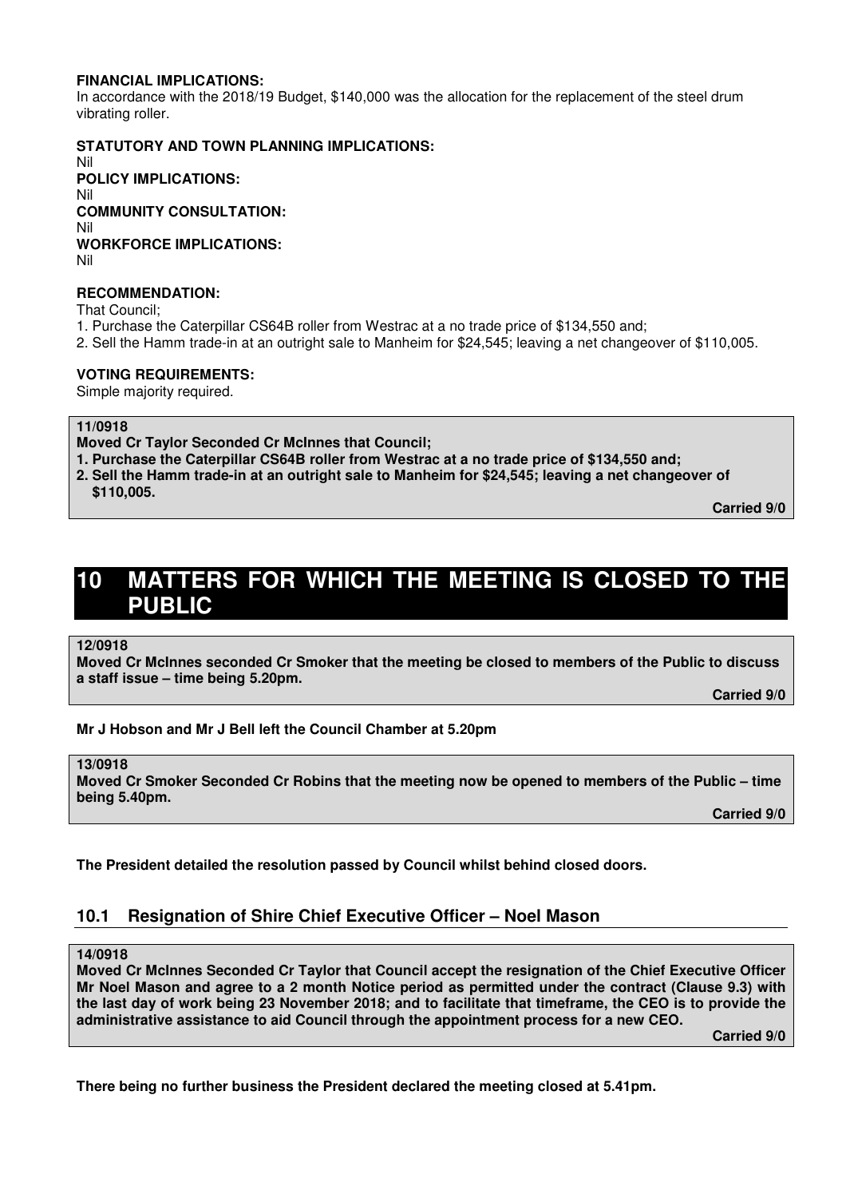**FINANCIAL IMPLICATIONS:**
In accordance with the 2018/19 Budget, $140,000 was the allocation for the replacement of the steel drum vibrating roller.

**STATUTORY AND TOWN PLANNING IMPLICATIONS:**
Nil
**POLICY IMPLICATIONS:**
Nil
**COMMUNITY CONSULTATION:**
Nil
**WORKFORCE IMPLICATIONS:**
Nil

**RECOMMENDATION:**
That Council;
1. Purchase the Caterpillar CS64B roller from Westrac at a no trade price of $134,550 and;
2. Sell the Hamm trade-in at an outright sale to Manheim for $24,545; leaving a net changeover of $110,005.

**VOTING REQUIREMENTS:**
Simple majority required.

**11/0918**
**Moved Cr Taylor Seconded Cr McInnes that Council;**
**1. Purchase the Caterpillar CS64B roller from Westrac at a no trade price of $134,550 and;**
**2. Sell the Hamm trade-in at an outright sale to Manheim for $24,545; leaving a net changeover of $110,005.**
**Carried 9/0**

# 10 MATTERS FOR WHICH THE MEETING IS CLOSED TO THE PUBLIC

**12/0918**
**Moved Cr McInnes seconded Cr Smoker that the meeting be closed to members of the Public to discuss a staff issue – time being 5.20pm.**
**Carried 9/0**

**Mr J Hobson and Mr J Bell left the Council Chamber at 5.20pm**

**13/0918**
**Moved Cr Smoker Seconded Cr Robins that the meeting now be opened to members of the Public – time being 5.40pm.**
**Carried 9/0**

**The President detailed the resolution passed by Council whilst behind closed doors.**

## 10.1 Resignation of Shire Chief Executive Officer – Noel Mason

**14/0918**
**Moved Cr McInnes Seconded Cr Taylor that Council accept the resignation of the Chief Executive Officer Mr Noel Mason and agree to a 2 month Notice period as permitted under the contract (Clause 9.3) with the last day of work being 23 November 2018; and to facilitate that timeframe, the CEO is to provide the administrative assistance to aid Council through the appointment process for a new CEO.**
**Carried 9/0**

**There being no further business the President declared the meeting closed at 5.41pm.**